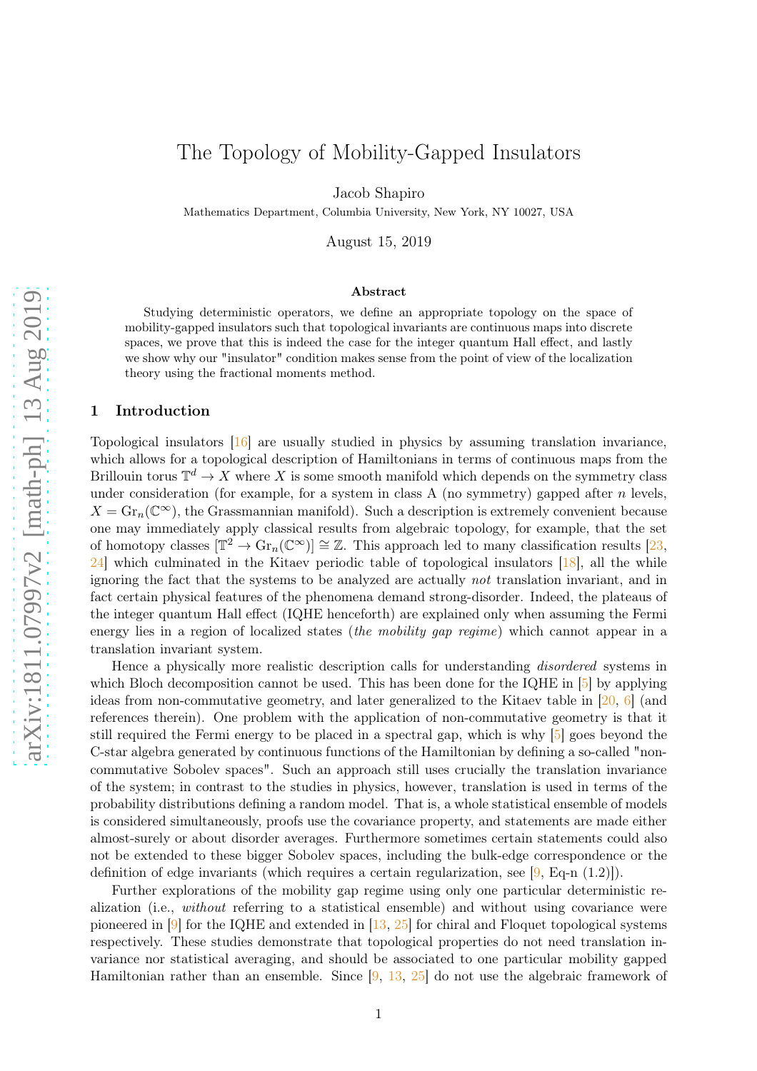# The Topology of Mobility-Gapped Insulators

Jacob Shapiro

Mathematics Department, Columbia University, New York, NY 10027, USA

August 15, 2019

### Abstract

Studying deterministic operators, we define an appropriate topology on the space of mobility-gapped insulators such that topological invariants are continuous maps into discrete spaces, we prove that this is indeed the case for the integer quantum Hall effect, and lastly we show why our "insulator" condition makes sense from the point of view of the localization theory using the fractional moments method.

## 1 Introduction

Topological insulators [16] are usually studied in physics by assuming translation invariance, which allows for a topological description of Hamiltonians in terms of continuous maps from the Brillouin torus $\mathbb{T}^d \to X$ where $X$ is some smooth manifold which depends on the symmetry class under consideration (for example, for a system in class A (no symmetry) gapped after $n$ levels, $X = \mathrm{Gr}_n(\mathbb{C}^\infty)$, the Grassmannian manifold). Such a description is extremely convenient because one may immediately apply classical results from algebraic topology, for example, that the set of homotopy classes $[\mathbb{T}^2 \to \mathrm{Gr}_n(\mathbb{C}^\infty)] \cong \mathbb{Z}$. This approach led to many classification results [23, 24] which culminated in the Kitaev periodic table of topological insulators [18], all the while ignoring the fact that the systems to be analyzed are actually *not* translation invariant, and in fact certain physical features of the phenomena demand strong-disorder. Indeed, the plateaus of the integer quantum Hall effect (IQHE henceforth) are explained only when assuming the Fermi energy lies in a region of localized states (*the mobility gap regime*) which cannot appear in a translation invariant system.

Hence a physically more realistic description calls for understanding *disordered* systems in which Bloch decomposition cannot be used. This has been done for the IQHE in [5] by applying ideas from non-commutative geometry, and later generalized to the Kitaev table in [20, 6] (and references therein). One problem with the application of non-commutative geometry is that it still required the Fermi energy to be placed in a spectral gap, which is why [5] goes beyond the C-star algebra generated by continuous functions of the Hamiltonian by defining a so-called "non-commutative Sobolev spaces". Such an approach still uses crucially the translation invariance of the system; in contrast to the studies in physics, however, translation is used in terms of the probability distributions defining a random model. That is, a whole statistical ensemble of models is considered simultaneously, proofs use the covariance property, and statements are made either almost-surely or about disorder averages. Furthermore sometimes certain statements could also not be extended to these bigger Sobolev spaces, including the bulk-edge correspondence or the definition of edge invariants (which requires a certain regularization, see [9, Eq-n (1.2)]).

Further explorations of the mobility gap regime using only one particular deterministic realization (i.e., *without* referring to a statistical ensemble) and without using covariance were pioneered in [9] for the IQHE and extended in [13, 25] for chiral and Floquet topological systems respectively. These studies demonstrate that topological properties do not need translation invariance nor statistical averaging, and should be associated to one particular mobility gapped Hamiltonian rather than an ensemble. Since [9, 13, 25] do not use the algebraic framework of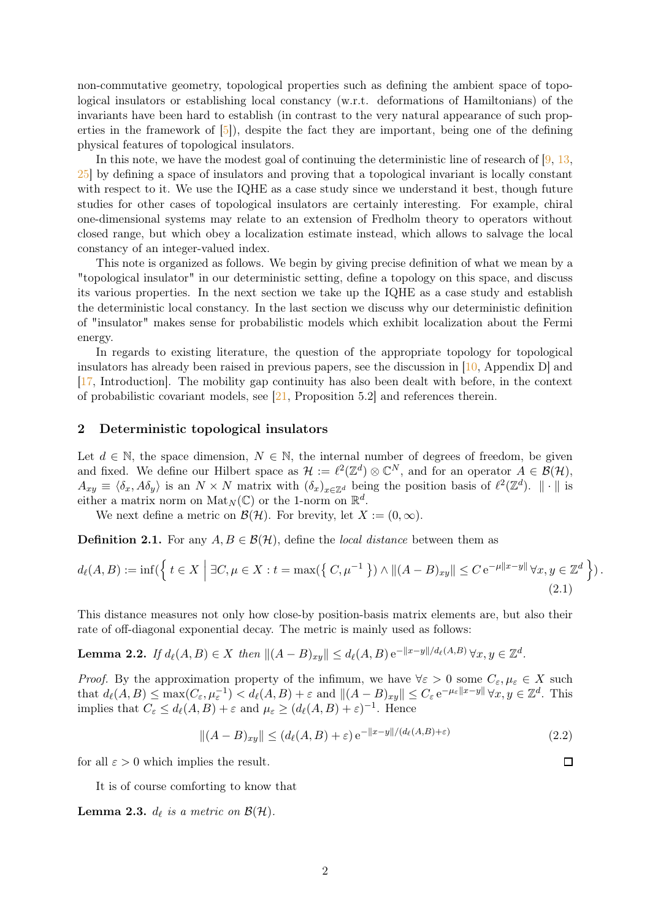non-commutative geometry, topological properties such as defining the ambient space of topological insulators or establishing local constancy (w.r.t. deformations of Hamiltonians) of the invariants have been hard to establish (in contrast to the very natural appearance of such properties in the framework of [5]), despite the fact they are important, being one of the defining physical features of topological insulators.

In this note, we have the modest goal of continuing the deterministic line of research of [9, 13, 25] by defining a space of insulators and proving that a topological invariant is locally constant with respect to it. We use the IQHE as a case study since we understand it best, though future studies for other cases of topological insulators are certainly interesting. For example, chiral one-dimensional systems may relate to an extension of Fredholm theory to operators without closed range, but which obey a localization estimate instead, which allows to salvage the local constancy of an integer-valued index.

This note is organized as follows. We begin by giving precise definition of what we mean by a "topological insulator" in our deterministic setting, define a topology on this space, and discuss its various properties. In the next section we take up the IQHE as a case study and establish the deterministic local constancy. In the last section we discuss why our deterministic definition of "insulator" makes sense for probabilistic models which exhibit localization about the Fermi energy.

In regards to existing literature, the question of the appropriate topology for topological insulators has already been raised in previous papers, see the discussion in [10, Appendix D] and [17, Introduction]. The mobility gap continuity has also been dealt with before, in the context of probabilistic covariant models, see [21, Proposition 5.2] and references therein.

## 2 Deterministic topological insulators

Let $d \in \mathbb{N}$, the space dimension, $N \in \mathbb{N}$, the internal number of degrees of freedom, be given and fixed. We define our Hilbert space as $\mathcal{H} := \ell^2(\mathbb{Z}^d) \otimes \mathbb{C}^N$, and for an operator $A \in \mathcal{B}(\mathcal{H})$, $A_{xy} \equiv \langle \delta_x, A\delta_y \rangle$ is an $N \times N$ matrix with $(\delta_x)_{x\in\mathbb{Z}^d}$ being the position basis of $\ell^2(\mathbb{Z}^d)$. $\|\cdot\|$ is either a matrix norm on $\mathrm{Mat}_N(\mathbb{C})$ or the 1-norm on $\mathbb{R}^d$.

We next define a metric on $\mathcal{B}(\mathcal{H})$. For brevity, let $X := (0, \infty)$.

**Definition 2.1.** For any $A, B \in \mathcal{B}(\mathcal{H})$, define the *local distance* between them as

$$d_\ell(A,B) := \inf(\left\{ t \in X \;\middle|\; \exists C, \mu \in X : t = \max(\left\{ C, \mu^{-1} \right\}) \wedge \|(A-B)_{xy}\| \leq C\,\mathrm{e}^{-\mu\|x-y\|}\,\forall x,y \in \mathbb{Z}^d \right\})\,. \tag{2.1}$$

This distance measures not only how close-by position-basis matrix elements are, but also their rate of off-diagonal exponential decay. The metric is mainly used as follows:

**Lemma 2.2.** *If $d_\ell(A,B) \in X$ then $\|(A-B)_{xy}\| \leq d_\ell(A,B)\,\mathrm{e}^{-\|x-y\|/d_\ell(A,B)}\,\forall x,y \in \mathbb{Z}^d$.*

*Proof.* By the approximation property of the infimum, we have $\forall \varepsilon > 0$ some $C_\varepsilon, \mu_\varepsilon \in X$ such that $d_\ell(A,B) \leq \max(C_\varepsilon, \mu_\varepsilon^{-1}) < d_\ell(A,B) + \varepsilon$ and $\|(A-B)_{xy}\| \leq C_\varepsilon\,\mathrm{e}^{-\mu_\varepsilon\|x-y\|}\,\forall x,y \in \mathbb{Z}^d$. This implies that $C_\varepsilon \leq d_\ell(A,B) + \varepsilon$ and $\mu_\varepsilon \geq (d_\ell(A,B)+\varepsilon)^{-1}$. Hence

$$\|(A-B)_{xy}\| \leq (d_\ell(A,B)+\varepsilon)\,\mathrm{e}^{-\|x-y\|/(d_\ell(A,B)+\varepsilon)} \tag{2.2}$$

for all $\varepsilon > 0$ which implies the result. $\square$

It is of course comforting to know that

**Lemma 2.3.** *$d_\ell$ is a metric on $\mathcal{B}(\mathcal{H})$.*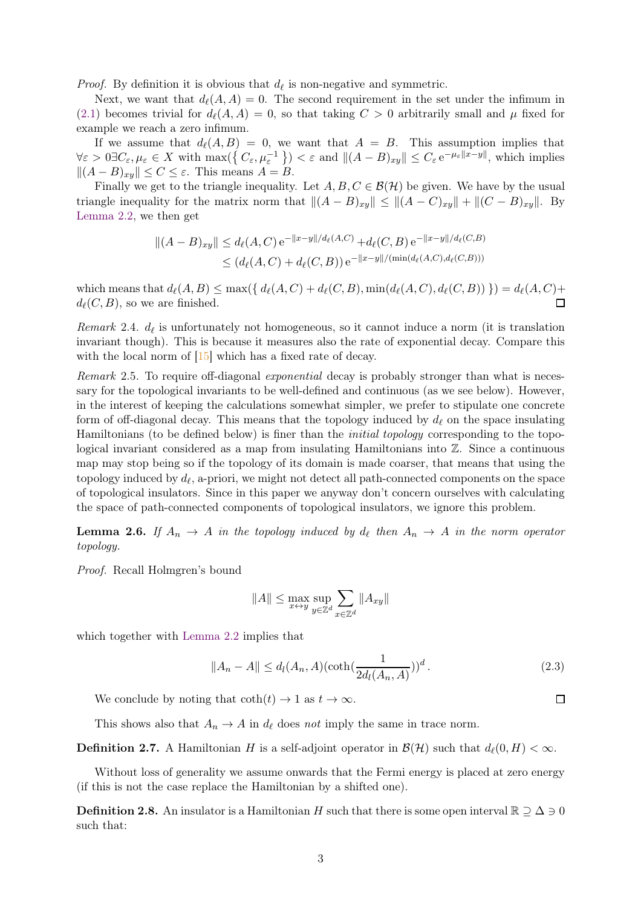*Proof.* By definition it is obvious that $d_\ell$ is non-negative and symmetric.

Next, we want that $d_\ell(A,A)=0$. The second requirement in the set under the infimum in (2.1) becomes trivial for $d_\ell(A,A)=0$, so that taking $C>0$ arbitrarily small and $\mu$ fixed for example we reach a zero infimum.

If we assume that $d_\ell(A,B)=0$, we want that $A=B$. This assumption implies that $\forall \varepsilon>0 \exists C_\varepsilon, \mu_\varepsilon \in X$ with $\max(\{ C_\varepsilon, \mu_\varepsilon^{-1} \})<\varepsilon$ and $\|(A-B)_{xy}\| \leq C_\varepsilon \mathrm{e}^{-\mu_\varepsilon \|x-y\|}$, which implies $\|(A-B)_{xy}\| \leq C \leq \varepsilon$. This means $A=B$.

Finally we get to the triangle inequality. Let $A,B,C\in\mathcal{B}(\mathcal{H})$ be given. We have by the usual triangle inequality for the matrix norm that $\|(A-B)_{xy}\| \leq \|(A-C)_{xy}\| + \|(C-B)_{xy}\|$. By Lemma 2.2, we then get

$$
\begin{aligned}
\|(A-B)_{xy}\| &\leq d_\ell(A,C)\,\mathrm{e}^{-\|x-y\|/d_\ell(A,C)} + d_\ell(C,B)\,\mathrm{e}^{-\|x-y\|/d_\ell(C,B)} \\
&\leq (d_\ell(A,C)+d_\ell(C,B))\,\mathrm{e}^{-\|x-y\|/(\min(d_\ell(A,C),d_\ell(C,B)))}
\end{aligned}
$$

which means that $d_\ell(A,B) \leq \max(\{ d_\ell(A,C)+d_\ell(C,B), \min(d_\ell(A,C),d_\ell(C,B)) \}) = d_\ell(A,C)+d_\ell(C,B)$, so we are finished. ◻

*Remark* 2.4. $d_\ell$ is unfortunately not homogeneous, so it cannot induce a norm (it is translation invariant though). This is because it measures also the rate of exponential decay. Compare this with the local norm of [15] which has a fixed rate of decay.

*Remark* 2.5. To require off-diagonal *exponential* decay is probably stronger than what is necessary for the topological invariants to be well-defined and continuous (as we see below). However, in the interest of keeping the calculations somewhat simpler, we prefer to stipulate one concrete form of off-diagonal decay. This means that the topology induced by $d_\ell$ on the space insulating Hamiltonians (to be defined below) is finer than the *initial topology* corresponding to the topological invariant considered as a map from insulating Hamiltonians into $\mathbb{Z}$. Since a continuous map may stop being so if the topology of its domain is made coarser, that means that using the topology induced by $d_\ell$, a-priori, we might not detect all path-connected components on the space of topological insulators. Since in this paper we anyway don't concern ourselves with calculating the space of path-connected components of topological insulators, we ignore this problem.

**Lemma 2.6.** *If $A_n \to A$ in the topology induced by $d_\ell$ then $A_n \to A$ in the norm operator topology.*

*Proof.* Recall Holmgren's bound

$$
\|A\| \leq \max_{x\leftrightarrow y} \sup_{y\in\mathbb{Z}^d} \sum_{x\in\mathbb{Z}^d} \|A_{xy}\|
$$

which together with Lemma 2.2 implies that

$$
\|A_n - A\| \leq d_l(A_n,A)\left(\coth\left(\frac{1}{2d_l(A_n,A)}\right)\right)^d . \tag{2.3}
$$

We conclude by noting that $\coth(t)\to 1$ as $t\to\infty$. ◻

This shows also that $A_n \to A$ in $d_\ell$ does *not* imply the same in trace norm.

**Definition 2.7.** A Hamiltonian $H$ is a self-adjoint operator in $\mathcal{B}(\mathcal{H})$ such that $d_\ell(0,H)<\infty$.

Without loss of generality we assume onwards that the Fermi energy is placed at zero energy (if this is not the case replace the Hamiltonian by a shifted one).

**Definition 2.8.** An insulator is a Hamiltonian $H$ such that there is some open interval $\mathbb{R} \supseteq \Delta \ni 0$ such that: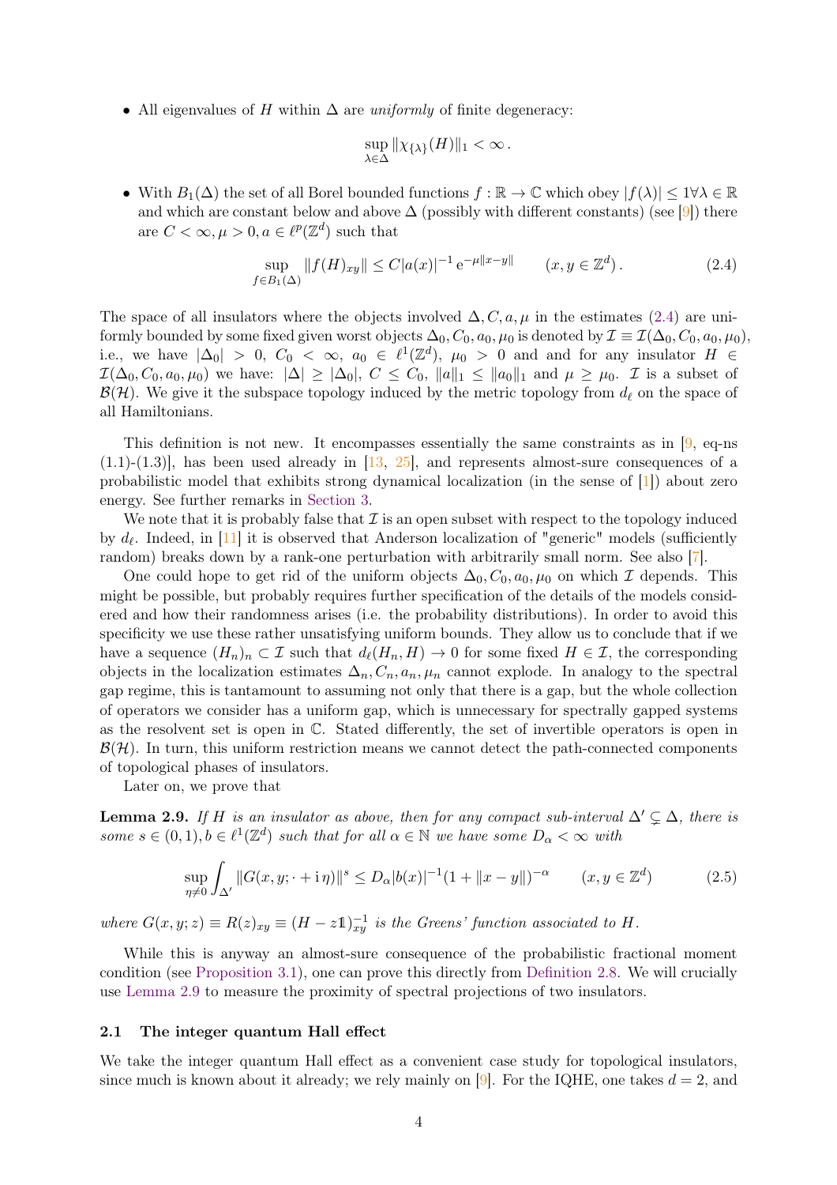- All eigenvalues of $H$ within $\Delta$ are *uniformly* of finite degeneracy:

$$\sup_{\lambda\in\Delta} \|\chi_{\{\lambda\}}(H)\|_1 < \infty\,.$$

- With $B_1(\Delta)$ the set of all Borel bounded functions $f : \mathbb{R} \to \mathbb{C}$ which obey $|f(\lambda)| \leq 1 \forall \lambda \in \mathbb{R}$ and which are constant below and above $\Delta$ (possibly with different constants) (see [9]) there are $C < \infty, \mu > 0, a \in \ell^p(\mathbb{Z}^d)$ such that

$$\sup_{f\in B_1(\Delta)} \|f(H)_{xy}\| \leq C|a(x)|^{-1}\,\mathrm{e}^{-\mu\|x-y\|} \qquad (x, y \in \mathbb{Z}^d)\,. \tag{2.4}$$

The space of all insulators where the objects involved $\Delta, C, a, \mu$ in the estimates (2.4) are uniformly bounded by some fixed given worst objects $\Delta_0, C_0, a_0, \mu_0$ is denoted by $\mathcal{I} \equiv \mathcal{I}(\Delta_0, C_0, a_0, \mu_0)$, i.e., we have $|\Delta_0| > 0$, $C_0 < \infty$, $a_0 \in \ell^1(\mathbb{Z}^d)$, $\mu_0 > 0$ and and for any insulator $H \in \mathcal{I}(\Delta_0, C_0, a_0, \mu_0)$ we have: $|\Delta| \geq |\Delta_0|$, $C \leq C_0$, $\|a\|_1 \leq \|a_0\|_1$ and $\mu \geq \mu_0$. $\mathcal{I}$ is a subset of $\mathcal{B}(\mathcal{H})$. We give it the subspace topology induced by the metric topology from $d_\ell$ on the space of all Hamiltonians.

This definition is not new. It encompasses essentially the same constraints as in [9, eq-ns (1.1)-(1.3)], has been used already in [13, 25], and represents almost-sure consequences of a probabilistic model that exhibits strong dynamical localization (in the sense of [1]) about zero energy. See further remarks in Section 3.

We note that it is probably false that $\mathcal{I}$ is an open subset with respect to the topology induced by $d_\ell$. Indeed, in [11] it is observed that Anderson localization of "generic" models (sufficiently random) breaks down by a rank-one perturbation with arbitrarily small norm. See also [7].

One could hope to get rid of the uniform objects $\Delta_0, C_0, a_0, \mu_0$ on which $\mathcal{I}$ depends. This might be possible, but probably requires further specification of the details of the models considered and how their randomness arises (i.e. the probability distributions). In order to avoid this specificity we use these rather unsatisfying uniform bounds. They allow us to conclude that if we have a sequence $(H_n)_n \subset \mathcal{I}$ such that $d_\ell(H_n, H) \to 0$ for some fixed $H \in \mathcal{I}$, the corresponding objects in the localization estimates $\Delta_n, C_n, a_n, \mu_n$ cannot explode. In analogy to the spectral gap regime, this is tantamount to assuming not only that there is a gap, but the whole collection of operators we consider has a uniform gap, which is unnecessary for spectrally gapped systems as the resolvent set is open in $\mathbb{C}$. Stated differently, the set of invertible operators is open in $\mathcal{B}(\mathcal{H})$. In turn, this uniform restriction means we cannot detect the path-connected components of topological phases of insulators.

Later on, we prove that

**Lemma 2.9.** *If $H$ is an insulator as above, then for any compact sub-interval $\Delta' \subsetneq \Delta$, there is some $s \in (0,1), b \in \ell^1(\mathbb{Z}^d)$ such that for all $\alpha \in \mathbb{N}$ we have some $D_\alpha < \infty$ with*

$$\sup_{\eta\neq 0} \int_{\Delta'} \|G(x, y; \cdot + \mathrm{i}\,\eta)\|^s \leq D_\alpha |b(x)|^{-1}(1 + \|x - y\|)^{-\alpha} \qquad (x, y \in \mathbb{Z}^d) \tag{2.5}$$

*where $G(x, y; z) \equiv R(z)_{xy} \equiv (H - z\mathbb{1})^{-1}_{xy}$ is the Greens' function associated to $H$.*

While this is anyway an almost-sure consequence of the probabilistic fractional moment condition (see Proposition 3.1), one can prove this directly from Definition 2.8. We will crucially use Lemma 2.9 to measure the proximity of spectral projections of two insulators.

### 2.1 The integer quantum Hall effect

We take the integer quantum Hall effect as a convenient case study for topological insulators, since much is known about it already; we rely mainly on [9]. For the IQHE, one takes $d = 2$, and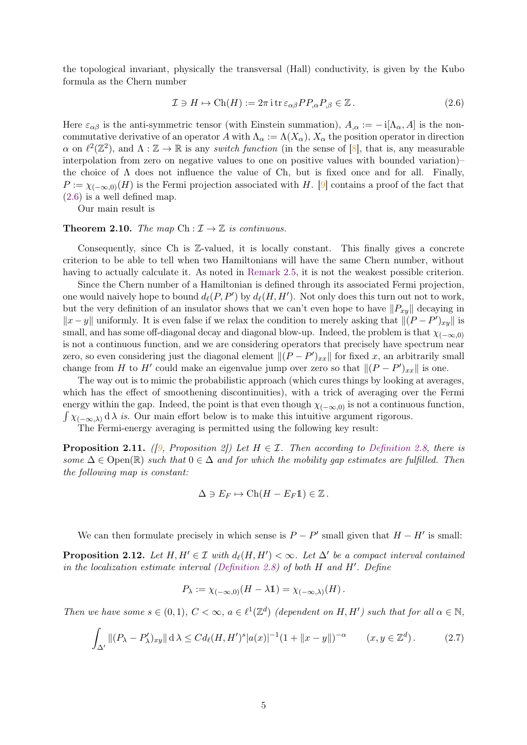the topological invariant, physically the transversal (Hall) conductivity, is given by the Kubo formula as the Chern number

$$\mathcal{I} \ni H \mapsto \operatorname{Ch}(H) := 2\pi\,\mathrm{i}\,\operatorname{tr}\varepsilon_{\alpha\beta} P P_{,\alpha} P_{,\beta} \in \mathbb{Z}\,. \tag{2.6}$$

Here $\varepsilon_{\alpha\beta}$ is the anti-symmetric tensor (with Einstein summation), $A_{,\alpha} := -\mathrm{i}[\Lambda_\alpha, A]$ is the non-commutative derivative of an operator $A$ with $\Lambda_\alpha := \Lambda(X_\alpha)$, $X_\alpha$ the position operator in direction $\alpha$ on $\ell^2(\mathbb{Z}^2)$, and $\Lambda : \mathbb{Z} \to \mathbb{R}$ is any *switch function* (in the sense of [8], that is, any measurable interpolation from zero on negative values to one on positive values with bounded variation)– the choice of $\Lambda$ does not influence the value of Ch, but is fixed once and for all. Finally, $P := \chi_{(-\infty,0)}(H)$ is the Fermi projection associated with $H$. [9] contains a proof of the fact that (2.6) is a well defined map.

Our main result is

**Theorem 2.10.** *The map* $\operatorname{Ch} : \mathcal{I} \to \mathbb{Z}$ *is continuous.*

Consequently, since Ch is $\mathbb{Z}$-valued, it is locally constant. This finally gives a concrete criterion to be able to tell when two Hamiltonians will have the same Chern number, without having to actually calculate it. As noted in Remark 2.5, it is not the weakest possible criterion.

Since the Chern number of a Hamiltonian is defined through its associated Fermi projection, one would naively hope to bound $d_\ell(P, P')$ by $d_\ell(H, H')$. Not only does this turn out not to work, but the very definition of an insulator shows that we can't even hope to have $\|P_{xy}\|$ decaying in $\|x - y\|$ uniformly. It is even false if we relax the condition to merely asking that $\|(P - P')_{xy}\|$ is small, and has some off-diagonal decay and diagonal blow-up. Indeed, the problem is that $\chi_{(-\infty,0)}$ is not a continuous function, and we are considering operators that precisely have spectrum near zero, so even considering just the diagonal element $\|(P - P')_{xx}\|$ for fixed $x$, an arbitrarily small change from $H$ to $H'$ could make an eigenvalue jump over zero so that $\|(P - P')_{xx}\|$ is one.

The way out is to mimic the probabilistic approach (which cures things by looking at averages, which has the effect of smoothening discontinuities), with a trick of averaging over the Fermi energy within the gap. Indeed, the point is that even though $\chi_{(-\infty,0)}$ is not a continuous function, $\int \chi_{(-\infty,\lambda)}\,\mathrm{d}\,\lambda$ *is*. Our main effort below is to make this intuitive argument rigorous.

The Fermi-energy averaging is permitted using the following key result:

**Proposition 2.11.** *([9, Proposition 2]) Let* $H \in \mathcal{I}$. *Then according to Definition 2.8, there is some* $\Delta \in \operatorname{Open}(\mathbb{R})$ *such that* $0 \in \Delta$ *and for which the mobility gap estimates are fulfilled. Then the following map is constant:*

$$\Delta \ni E_F \mapsto \operatorname{Ch}(H - E_F \mathbb{1}) \in \mathbb{Z}\,.$$

We can then formulate precisely in which sense is $P - P'$ small given that $H - H'$ is small:

**Proposition 2.12.** *Let* $H, H' \in \mathcal{I}$ *with* $d_\ell(H, H') < \infty$. *Let* $\Delta'$ *be a compact interval contained in the localization estimate interval (Definition 2.8) of both* $H$ *and* $H'$. *Define*

$$P_\lambda := \chi_{(-\infty,0)}(H - \lambda\mathbb{1}) = \chi_{(-\infty,\lambda)}(H)\,.$$

*Then we have some* $s \in (0, 1)$, $C < \infty$, $a \in \ell^1(\mathbb{Z}^d)$ *(dependent on* $H, H'$*) such that for all* $\alpha \in \mathbb{N}$,

$$\int_{\Delta'} \|(P_\lambda - P'_\lambda)_{xy}\|\,\mathrm{d}\,\lambda \le C d_\ell(H, H')^s |a(x)|^{-1} (1 + \|x - y\|)^{-\alpha} \qquad (x, y \in \mathbb{Z}^d)\,. \tag{2.7}$$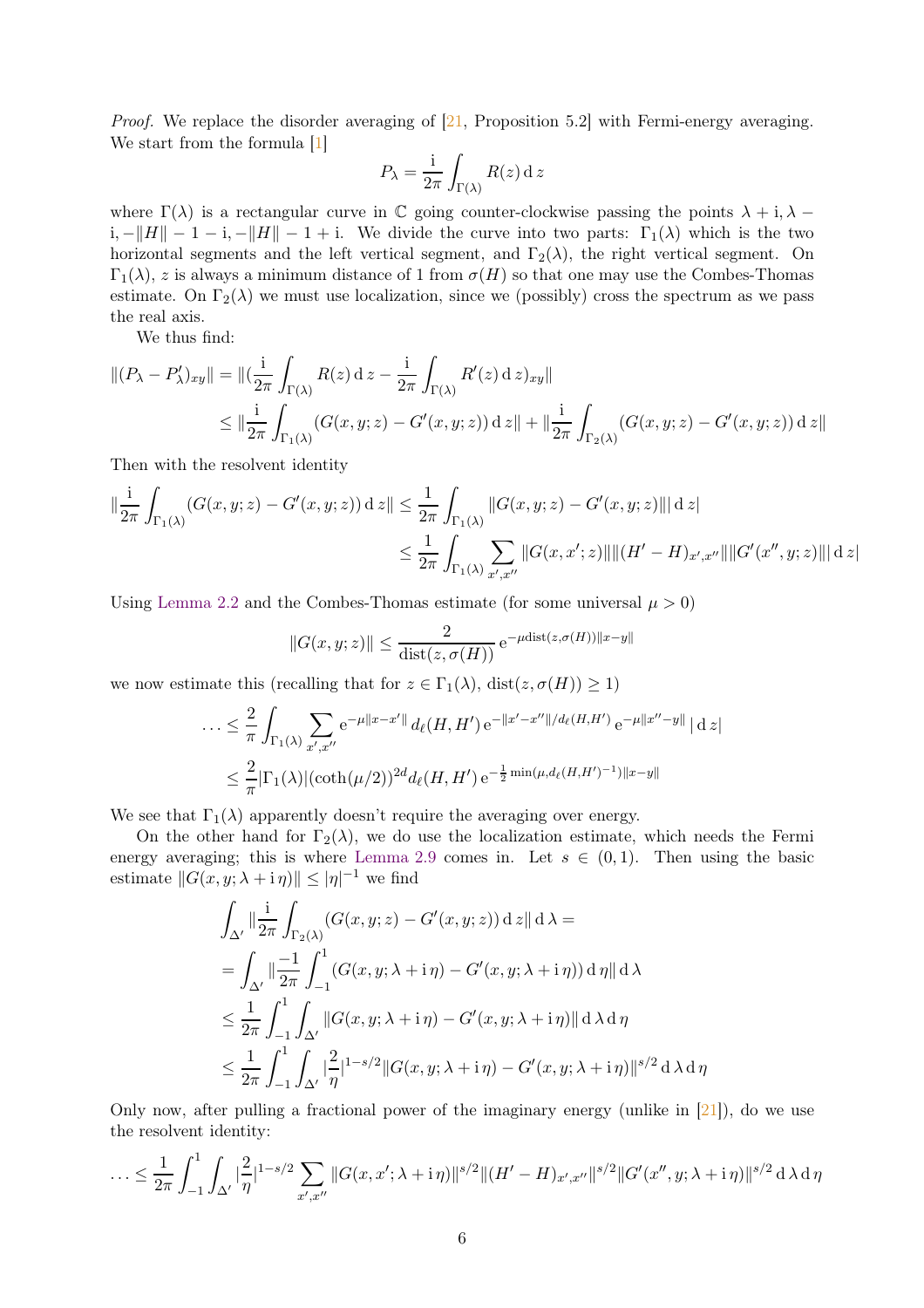*Proof.* We replace the disorder averaging of [21, Proposition 5.2] with Fermi-energy averaging. We start from the formula [1]

$$P_\lambda = \frac{\mathrm{i}}{2\pi}\int_{\Gamma(\lambda)} R(z)\,\mathrm{d}\,z$$

where $\Gamma(\lambda)$ is a rectangular curve in $\mathbb{C}$ going counter-clockwise passing the points $\lambda+\mathrm{i}, \lambda-\mathrm{i}, -\|H\|-1-\mathrm{i}, -\|H\|-1+\mathrm{i}$. We divide the curve into two parts: $\Gamma_1(\lambda)$ which is the two horizontal segments and the left vertical segment, and $\Gamma_2(\lambda)$, the right vertical segment. On $\Gamma_1(\lambda)$, $z$ is always a minimum distance of 1 from $\sigma(H)$ so that one may use the Combes-Thomas estimate. On $\Gamma_2(\lambda)$ we must use localization, since we (possibly) cross the spectrum as we pass the real axis.

We thus find:

$$\begin{aligned}\|(P_\lambda - P'_\lambda)_{xy}\| &= \|(\frac{\mathrm{i}}{2\pi}\int_{\Gamma(\lambda)} R(z)\,\mathrm{d}\,z - \frac{\mathrm{i}}{2\pi}\int_{\Gamma(\lambda)} R'(z)\,\mathrm{d}\,z)_{xy}\| \\ &\leq \|\frac{\mathrm{i}}{2\pi}\int_{\Gamma_1(\lambda)}(G(x,y;z)-G'(x,y;z))\,\mathrm{d}\,z\| + \|\frac{\mathrm{i}}{2\pi}\int_{\Gamma_2(\lambda)}(G(x,y;z)-G'(x,y;z))\,\mathrm{d}\,z\|\end{aligned}$$

Then with the resolvent identity

$$\begin{aligned}\|\frac{\mathrm{i}}{2\pi}\int_{\Gamma_1(\lambda)}(G(x,y;z)-G'(x,y;z))\,\mathrm{d}\,z\| &\leq \frac{1}{2\pi}\int_{\Gamma_1(\lambda)}\|G(x,y;z)-G'(x,y;z)\|\,|\,\mathrm{d}\,z| \\ &\leq \frac{1}{2\pi}\int_{\Gamma_1(\lambda)}\sum_{x',x''}\|G(x,x';z)\|\|(H'-H)_{x',x''}\|\|G'(x'',y;z)\|\,|\,\mathrm{d}\,z|\end{aligned}$$

Using Lemma 2.2 and the Combes-Thomas estimate (for some universal $\mu>0$)

$$\|G(x,y;z)\| \leq \frac{2}{\operatorname{dist}(z,\sigma(H))}\,\mathrm{e}^{-\mu\operatorname{dist}(z,\sigma(H))\|x-y\|}$$

we now estimate this (recalling that for $z\in\Gamma_1(\lambda)$, $\operatorname{dist}(z,\sigma(H))\geq 1$)

$$\begin{aligned}\cdots &\leq \frac{2}{\pi}\int_{\Gamma_1(\lambda)}\sum_{x',x''}\mathrm{e}^{-\mu\|x-x'\|}\,d_\ell(H,H')\,\mathrm{e}^{-\|x'-x''\|/d_\ell(H,H')}\,\mathrm{e}^{-\mu\|x''-y\|}\,|\,\mathrm{d}\,z| \\ &\leq \frac{2}{\pi}|\Gamma_1(\lambda)|(\coth(\mu/2))^{2d}d_\ell(H,H')\,\mathrm{e}^{-\frac{1}{2}\min(\mu,d_\ell(H,H')^{-1})\|x-y\|}\end{aligned}$$

We see that $\Gamma_1(\lambda)$ apparently doesn't require the averaging over energy.

On the other hand for $\Gamma_2(\lambda)$, we do use the localization estimate, which needs the Fermi energy averaging; this is where Lemma 2.9 comes in. Let $s\in(0,1)$. Then using the basic estimate $\|G(x,y;\lambda+\mathrm{i}\,\eta)\|\leq|\eta|^{-1}$ we find

$$\begin{aligned}&\int_{\Delta'}\|\frac{\mathrm{i}}{2\pi}\int_{\Gamma_2(\lambda)}(G(x,y;z)-G'(x,y;z))\,\mathrm{d}\,z\|\,\mathrm{d}\,\lambda = \\ &= \int_{\Delta'}\|\frac{-1}{2\pi}\int_{-1}^{1}(G(x,y;\lambda+\mathrm{i}\,\eta)-G'(x,y;\lambda+\mathrm{i}\,\eta))\,\mathrm{d}\,\eta\|\,\mathrm{d}\,\lambda \\ &\leq \frac{1}{2\pi}\int_{-1}^{1}\int_{\Delta'}\|G(x,y;\lambda+\mathrm{i}\,\eta)-G'(x,y;\lambda+\mathrm{i}\,\eta)\|\,\mathrm{d}\,\lambda\,\mathrm{d}\,\eta \\ &\leq \frac{1}{2\pi}\int_{-1}^{1}\int_{\Delta'}|\frac{2}{\eta}|^{1-s/2}\|G(x,y;\lambda+\mathrm{i}\,\eta)-G'(x,y;\lambda+\mathrm{i}\,\eta)\|^{s/2}\,\mathrm{d}\,\lambda\,\mathrm{d}\,\eta\end{aligned}$$

Only now, after pulling a fractional power of the imaginary energy (unlike in [21]), do we use the resolvent identity:

$$\cdots \leq \frac{1}{2\pi}\int_{-1}^{1}\int_{\Delta'}|\frac{2}{\eta}|^{1-s/2}\sum_{x',x''}\|G(x,x';\lambda+\mathrm{i}\,\eta)\|^{s/2}\|(H'-H)_{x',x''}\|^{s/2}\|G'(x'',y;\lambda+\mathrm{i}\,\eta)\|^{s/2}\,\mathrm{d}\,\lambda\,\mathrm{d}\,\eta$$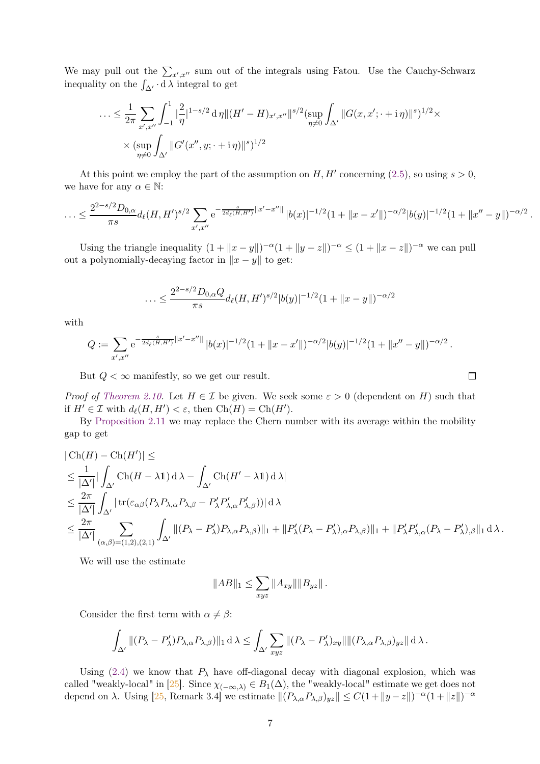We may pull out the $\sum_{x',x''}$ sum out of the integrals using Fatou. Use the Cauchy-Schwarz inequality on the $\int_{\Delta'} \cdot \operatorname{d}\lambda$ integral to get

$$\ldots \leq \frac{1}{2\pi}\sum_{x',x''}\int_{-1}^{1}|\frac{2}{\eta}|^{1-s/2}\operatorname{d}\eta\|(H'-H)_{x',x''}\|^{s/2}(\sup_{\eta\neq 0}\int_{\Delta'}\|G(x,x';\cdot+\operatorname{i}\eta)\|^{s})^{1/2}\times$$
$$\times(\sup_{\eta\neq 0}\int_{\Delta'}\|G'(x'',y;\cdot+\operatorname{i}\eta)\|^{s})^{1/2}$$

At this point we employ the part of the assumption on $H,H'$ concerning (2.5), so using $s>0$, we have for any $\alpha\in\mathbb{N}$:

$$\ldots \leq \frac{2^{2-s/2}D_{0,\alpha}}{\pi s}d_\ell(H,H')^{s/2}\sum_{x',x''}\operatorname{e}^{-\frac{s}{2d_\ell(H,H')}\|x'-x''\|}|b(x)|^{-1/2}(1+\|x-x'\|)^{-\alpha/2}|b(y)|^{-1/2}(1+\|x''-y\|)^{-\alpha/2}.$$

Using the triangle inequality $(1+\|x-y\|)^{-\alpha}(1+\|y-z\|)^{-\alpha}\leq(1+\|x-z\|)^{-\alpha}$ we can pull out a polynomially-decaying factor in $\|x-y\|$ to get:

$$\ldots \leq \frac{2^{2-s/2}D_{0,\alpha}Q}{\pi s}d_\ell(H,H')^{s/2}|b(y)|^{-1/2}(1+\|x-y\|)^{-\alpha/2}$$

with

$$Q:=\sum_{x',x''}\operatorname{e}^{-\frac{s}{2d_\ell(H,H')}\|x'-x''\|}|b(x)|^{-1/2}(1+\|x-x'\|)^{-\alpha/2}|b(y)|^{-1/2}(1+\|x''-y\|)^{-\alpha/2}.$$

But $Q<\infty$ manifestly, so we get our result. □

*Proof of Theorem 2.10.* Let $H\in\mathcal{I}$ be given. We seek some $\varepsilon>0$ (dependent on $H$) such that if $H'\in\mathcal{I}$ with $d_\ell(H,H')<\varepsilon$, then $\operatorname{Ch}(H)=\operatorname{Ch}(H')$.

By Proposition 2.11 we may replace the Chern number with its average within the mobility gap to get

$$\begin{aligned}
&|\operatorname{Ch}(H)-\operatorname{Ch}(H')|\leq\\
&\leq\frac{1}{|\Delta'|}|\int_{\Delta'}\operatorname{Ch}(H-\lambda\mathbb{1})\operatorname{d}\lambda-\int_{\Delta'}\operatorname{Ch}(H'-\lambda\mathbb{1})\operatorname{d}\lambda|\\
&\leq\frac{2\pi}{|\Delta'|}\int_{\Delta'}|\operatorname{tr}(\varepsilon_{\alpha\beta}(P_\lambda P_{\lambda,\alpha}P_{\lambda,\beta}-P'_\lambda P'_{\lambda,\alpha}P'_{\lambda,\beta}))|\operatorname{d}\lambda\\
&\leq\frac{2\pi}{|\Delta'|}\sum_{(\alpha,\beta)=(1,2),(2,1)}\int_{\Delta'}\|(P_\lambda-P'_\lambda)P_{\lambda,\alpha}P_{\lambda,\beta})\|_1+\|P'_\lambda(P_\lambda-P'_\lambda)_{,\alpha}P_{\lambda,\beta})\|_1+\|P'_\lambda P'_{\lambda,\alpha}(P_\lambda-P'_\lambda)_{,\beta}\|_1\operatorname{d}\lambda.
\end{aligned}$$

We will use the estimate

$$\|AB\|_1\leq\sum_{xyz}\|A_{xy}\|\|B_{yz}\|.$$

Consider the first term with $\alpha\neq\beta$:

$$\int_{\Delta'}\|(P_\lambda-P'_\lambda)P_{\lambda,\alpha}P_{\lambda,\beta})\|_1\operatorname{d}\lambda\leq\int_{\Delta'}\sum_{xyz}\|(P_\lambda-P'_\lambda)_{xy}\|\|(P_{\lambda,\alpha}P_{\lambda,\beta})_{yz}\|\operatorname{d}\lambda.$$

Using (2.4) we know that $P_\lambda$ have off-diagonal decay with diagonal explosion, which was called "weakly-local" in [25]. Since $\chi_{(-\infty,\lambda)}\in B_1(\Delta)$, the "weakly-local" estimate we get does not depend on $\lambda$. Using [25, Remark 3.4] we estimate $\|(P_{\lambda,\alpha}P_{\lambda,\beta})_{yz}\|\leq C(1+\|y-z\|)^{-\alpha}(1+\|z\|)^{-\alpha}$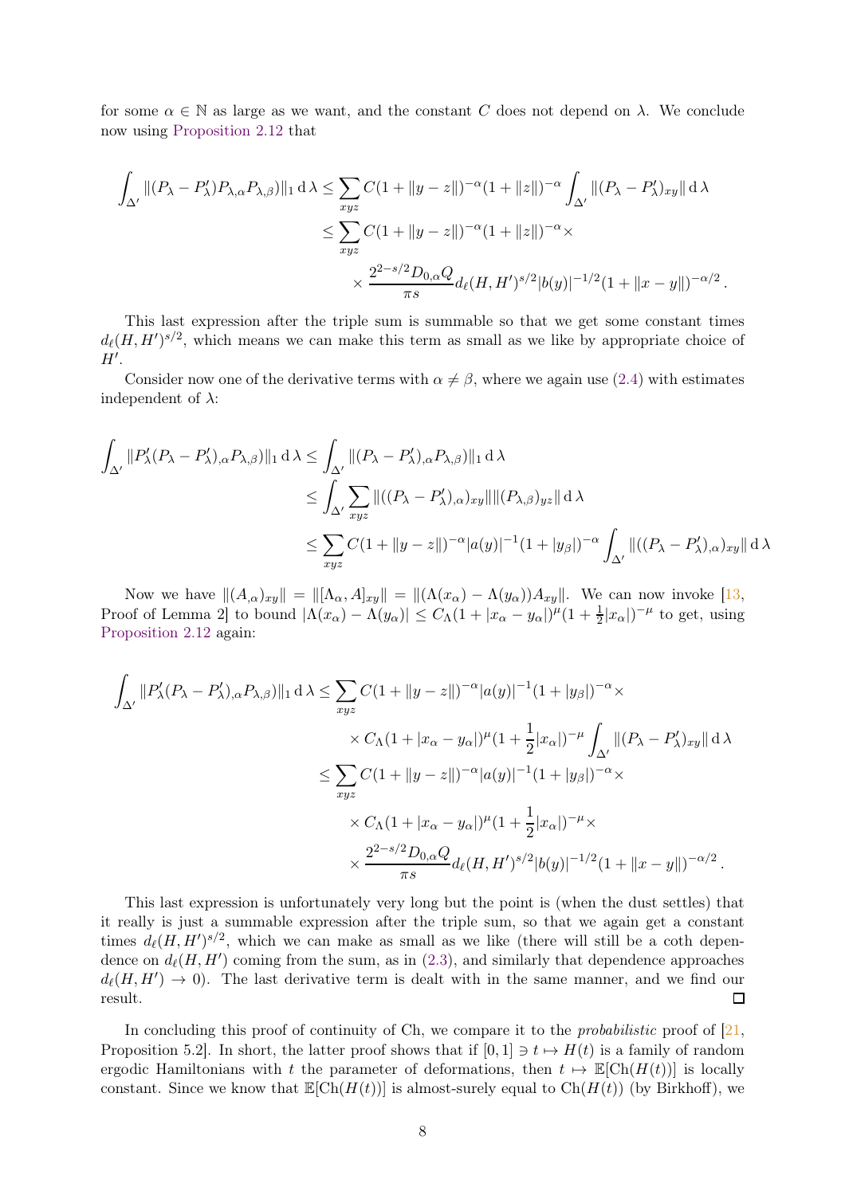for some $\alpha \in \mathbb{N}$ as large as we want, and the constant $C$ does not depend on $\lambda$. We conclude now using Proposition 2.12 that

$$
\begin{aligned}
\int_{\Delta'} \|(P_\lambda - P'_\lambda)P_{\lambda,\alpha}P_{\lambda,\beta})\|_1 \,\mathrm{d}\,\lambda &\le \sum_{xyz} C(1+\|y-z\|)^{-\alpha}(1+\|z\|)^{-\alpha} \int_{\Delta'} \|(P_\lambda - P'_\lambda)_{xy}\| \,\mathrm{d}\,\lambda \\
&\le \sum_{xyz} C(1+\|y-z\|)^{-\alpha}(1+\|z\|)^{-\alpha} \times \\
&\qquad\qquad \times \frac{2^{2-s/2}D_{0,\alpha}Q}{\pi s} d_\ell(H,H')^{s/2}|b(y)|^{-1/2}(1+\|x-y\|)^{-\alpha/2}\,.
\end{aligned}
$$

This last expression after the triple sum is summable so that we get some constant times $d_\ell(H,H')^{s/2}$, which means we can make this term as small as we like by appropriate choice of $H'$.

Consider now one of the derivative terms with $\alpha \neq \beta$, where we again use (2.4) with estimates independent of $\lambda$:

$$
\begin{aligned}
\int_{\Delta'} \|P'_\lambda(P_\lambda - P'_\lambda)_{,\alpha}P_{\lambda,\beta})\|_1 \,\mathrm{d}\,\lambda &\le \int_{\Delta'} \|(P_\lambda - P'_\lambda)_{,\alpha}P_{\lambda,\beta})\|_1 \,\mathrm{d}\,\lambda \\
&\le \int_{\Delta'} \sum_{xyz} \|((P_\lambda - P'_\lambda)_{,\alpha})_{xy}\| \|(P_{\lambda,\beta})_{yz}\| \,\mathrm{d}\,\lambda \\
&\le \sum_{xyz} C(1+\|y-z\|)^{-\alpha}|a(y)|^{-1}(1+|y_\beta|)^{-\alpha} \int_{\Delta'} \|((P_\lambda - P'_\lambda)_{,\alpha})_{xy}\| \,\mathrm{d}\,\lambda
\end{aligned}
$$

Now we have $\|(A_{,\alpha})_{xy}\| = \|[\Lambda_\alpha, A]_{xy}\| = \|(\Lambda(x_\alpha) - \Lambda(y_\alpha))A_{xy}\|$. We can now invoke [13, Proof of Lemma 2] to bound $|\Lambda(x_\alpha) - \Lambda(y_\alpha)| \le C_\Lambda(1+|x_\alpha - y_\alpha|)^\mu(1+\frac{1}{2}|x_\alpha|)^{-\mu}$ to get, using Proposition 2.12 again:

$$
\begin{aligned}
\int_{\Delta'} \|P'_\lambda(P_\lambda - P'_\lambda)_{,\alpha}P_{\lambda,\beta})\|_1 \,\mathrm{d}\,\lambda &\le \sum_{xyz} C(1+\|y-z\|)^{-\alpha}|a(y)|^{-1}(1+|y_\beta|)^{-\alpha} \times \\
&\qquad \times C_\Lambda(1+|x_\alpha - y_\alpha|)^\mu(1+\frac{1}{2}|x_\alpha|)^{-\mu} \int_{\Delta'} \|(P_\lambda - P'_\lambda)_{xy}\| \,\mathrm{d}\,\lambda \\
&\le \sum_{xyz} C(1+\|y-z\|)^{-\alpha}|a(y)|^{-1}(1+|y_\beta|)^{-\alpha} \times \\
&\qquad \times C_\Lambda(1+|x_\alpha - y_\alpha|)^\mu(1+\frac{1}{2}|x_\alpha|)^{-\mu} \times \\
&\qquad \times \frac{2^{2-s/2}D_{0,\alpha}Q}{\pi s} d_\ell(H,H')^{s/2}|b(y)|^{-1/2}(1+\|x-y\|)^{-\alpha/2}\,.
\end{aligned}
$$

This last expression is unfortunately very long but the point is (when the dust settles) that it really is just a summable expression after the triple sum, so that we again get a constant times $d_\ell(H,H')^{s/2}$, which we can make as small as we like (there will still be a coth dependence on $d_\ell(H,H')$ coming from the sum, as in (2.3), and similarly that dependence approaches $d_\ell(H,H') \to 0$). The last derivative term is dealt with in the same manner, and we find our result. $\square$

In concluding this proof of continuity of Ch, we compare it to the *probabilistic* proof of [21, Proposition 5.2]. In short, the latter proof shows that if $[0,1] \ni t \mapsto H(t)$ is a family of random ergodic Hamiltonians with $t$ the parameter of deformations, then $t \mapsto \mathbb{E}[\mathrm{Ch}(H(t))]$ is locally constant. Since we know that $\mathbb{E}[\mathrm{Ch}(H(t))]$ is almost-surely equal to $\mathrm{Ch}(H(t))$ (by Birkhoff), we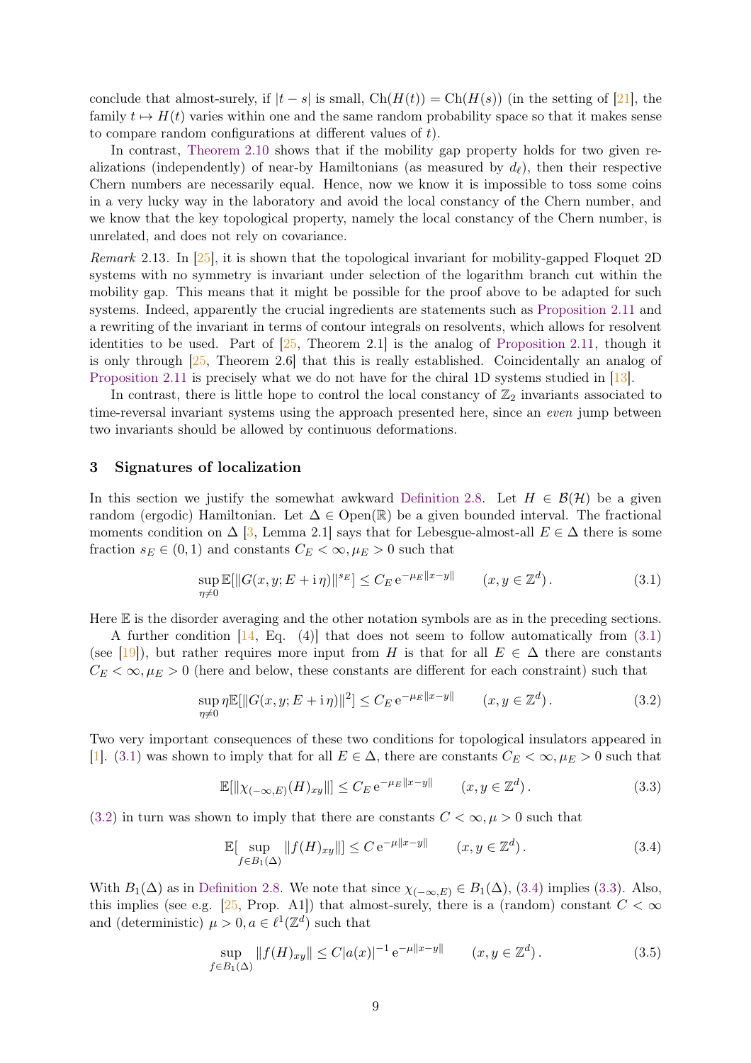conclude that almost-surely, if $|t-s|$ is small, $\mathrm{Ch}(H(t)) = \mathrm{Ch}(H(s))$ (in the setting of [21], the family $t \mapsto H(t)$ varies within one and the same random probability space so that it makes sense to compare random configurations at different values of $t$).

In contrast, Theorem 2.10 shows that if the mobility gap property holds for two given realizations (independently) of near-by Hamiltonians (as measured by $d_\ell$), then their respective Chern numbers are necessarily equal. Hence, now we know it is impossible to toss some coins in a very lucky way in the laboratory and avoid the local constancy of the Chern number, and we know that the key topological property, namely the local constancy of the Chern number, is unrelated, and does not rely on covariance.

*Remark* 2.13. In [25], it is shown that the topological invariant for mobility-gapped Floquet 2D systems with no symmetry is invariant under selection of the logarithm branch cut within the mobility gap. This means that it might be possible for the proof above to be adapted for such systems. Indeed, apparently the crucial ingredients are statements such as Proposition 2.11 and a rewriting of the invariant in terms of contour integrals on resolvents, which allows for resolvent identities to be used. Part of [25, Theorem 2.1] is the analog of Proposition 2.11, though it is only through [25, Theorem 2.6] that this is really established. Coincidentally an analog of Proposition 2.11 is precisely what we do not have for the chiral 1D systems studied in [13].

In contrast, there is little hope to control the local constancy of $\mathbb{Z}_2$ invariants associated to time-reversal invariant systems using the approach presented here, since an *even* jump between two invariants should be allowed by continuous deformations.

## 3 Signatures of localization

In this section we justify the somewhat awkward Definition 2.8. Let $H \in \mathcal{B}(\mathcal{H})$ be a given random (ergodic) Hamiltonian. Let $\Delta \in \mathrm{Open}(\mathbb{R})$ be a given bounded interval. The fractional moments condition on $\Delta$ [3, Lemma 2.1] says that for Lebesgue-almost-all $E \in \Delta$ there is some fraction $s_E \in (0,1)$ and constants $C_E < \infty, \mu_E > 0$ such that

$$\sup_{\eta \neq 0} \mathbb{E}[\|G(x,y;E+\mathrm{i}\,\eta)\|^{s_E}] \leq C_E\,\mathrm{e}^{-\mu_E \|x-y\|} \qquad (x,y \in \mathbb{Z}^d)\,. \tag{3.1}$$

Here $\mathbb{E}$ is the disorder averaging and the other notation symbols are as in the preceding sections.

A further condition [14, Eq. (4)] that does not seem to follow automatically from (3.1) (see [19]), but rather requires more input from $H$ is that for all $E \in \Delta$ there are constants $C_E < \infty, \mu_E > 0$ (here and below, these constants are different for each constraint) such that

$$\sup_{\eta \neq 0} \eta \mathbb{E}[\|G(x,y;E+\mathrm{i}\,\eta)\|^2] \leq C_E\,\mathrm{e}^{-\mu_E \|x-y\|} \qquad (x,y \in \mathbb{Z}^d)\,. \tag{3.2}$$

Two very important consequences of these two conditions for topological insulators appeared in [1]. (3.1) was shown to imply that for all $E \in \Delta$, there are constants $C_E < \infty, \mu_E > 0$ such that

$$\mathbb{E}[\|\chi_{(-\infty,E)}(H)_{xy}\|] \leq C_E\,\mathrm{e}^{-\mu_E \|x-y\|} \qquad (x,y \in \mathbb{Z}^d)\,. \tag{3.3}$$

(3.2) in turn was shown to imply that there are constants $C < \infty, \mu > 0$ such that

$$\mathbb{E}[\sup_{f \in B_1(\Delta)} \|f(H)_{xy}\|] \leq C\,\mathrm{e}^{-\mu \|x-y\|} \qquad (x,y \in \mathbb{Z}^d)\,. \tag{3.4}$$

With $B_1(\Delta)$ as in Definition 2.8. We note that since $\chi_{(-\infty,E)} \in B_1(\Delta)$, (3.4) implies (3.3). Also, this implies (see e.g. [25, Prop. A1]) that almost-surely, there is a (random) constant $C < \infty$ and (deterministic) $\mu > 0, a \in \ell^1(\mathbb{Z}^d)$ such that

$$\sup_{f \in B_1(\Delta)} \|f(H)_{xy}\| \leq C|a(x)|^{-1}\,\mathrm{e}^{-\mu \|x-y\|} \qquad (x,y \in \mathbb{Z}^d)\,. \tag{3.5}$$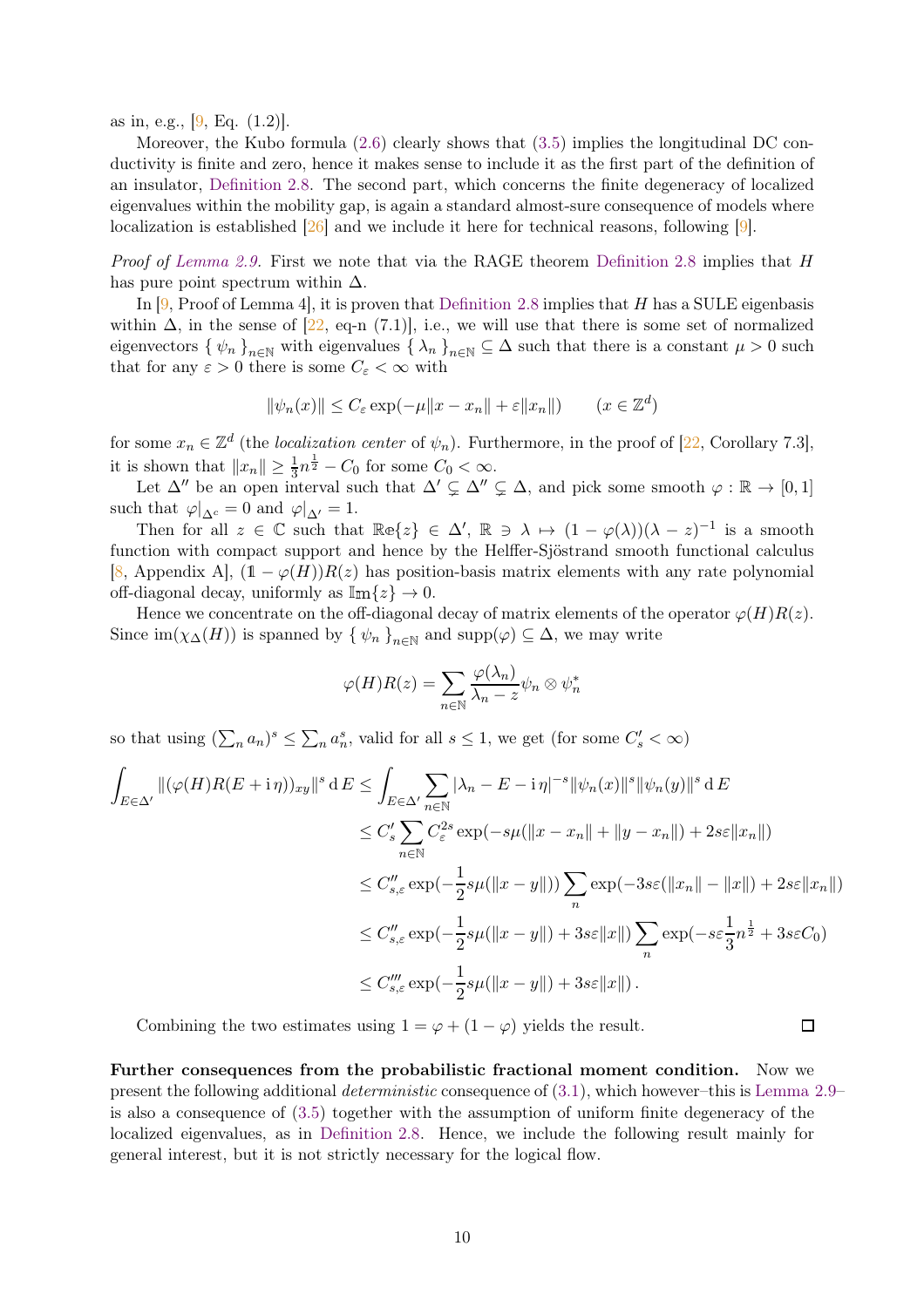as in, e.g., [9, Eq. (1.2)].

Moreover, the Kubo formula (2.6) clearly shows that (3.5) implies the longitudinal DC conductivity is finite and zero, hence it makes sense to include it as the first part of the definition of an insulator, Definition 2.8. The second part, which concerns the finite degeneracy of localized eigenvalues within the mobility gap, is again a standard almost-sure consequence of models where localization is established [26] and we include it here for technical reasons, following [9].

*Proof of Lemma 2.9.* First we note that via the RAGE theorem Definition 2.8 implies that $H$ has pure point spectrum within $\Delta$.

In [9, Proof of Lemma 4], it is proven that Definition 2.8 implies that $H$ has a SULE eigenbasis within $\Delta$, in the sense of [22, eq-n (7.1)], i.e., we will use that there is some set of normalized eigenvectors $\{ \psi_n \}_{n\in\mathbb{N}}$ with eigenvalues $\{ \lambda_n \}_{n\in\mathbb{N}} \subseteq \Delta$ such that there is a constant $\mu > 0$ such that for any $\varepsilon > 0$ there is some $C_\varepsilon < \infty$ with

$$\|\psi_n(x)\| \leq C_\varepsilon \exp(-\mu\|x - x_n\| + \varepsilon\|x_n\|) \qquad (x \in \mathbb{Z}^d)$$

for some $x_n \in \mathbb{Z}^d$ (the *localization center* of $\psi_n$). Furthermore, in the proof of [22, Corollary 7.3], it is shown that $\|x_n\| \geq \frac{1}{3}n^{\frac{1}{2}} - C_0$ for some $C_0 < \infty$.

Let $\Delta''$ be an open interval such that $\Delta' \subsetneq \Delta'' \subsetneq \Delta$, and pick some smooth $\varphi : \mathbb{R} \to [0, 1]$ such that $\varphi|_{\Delta^c} = 0$ and $\varphi|_{\Delta'} = 1$.

Then for all $z \in \mathbb{C}$ such that $\mathbb{Re}\{z\} \in \Delta'$, $\mathbb{R} \ni \lambda \mapsto (1 - \varphi(\lambda))(\lambda - z)^{-1}$ is a smooth function with compact support and hence by the Helffer-Sjöstrand smooth functional calculus [8, Appendix A], $(\mathbb{1} - \varphi(H))R(z)$ has position-basis matrix elements with any rate polynomial off-diagonal decay, uniformly as $\mathbb{Im}\{z\} \to 0$.

Hence we concentrate on the off-diagonal decay of matrix elements of the operator $\varphi(H)R(z)$. Since $\mathrm{im}(\chi_\Delta(H))$ is spanned by $\{ \psi_n \}_{n\in\mathbb{N}}$ and $\mathrm{supp}(\varphi) \subseteq \Delta$, we may write

$$\varphi(H)R(z) = \sum_{n\in\mathbb{N}} \frac{\varphi(\lambda_n)}{\lambda_n - z} \psi_n \otimes \psi_n^*$$

so that using $(\sum_n a_n)^s \leq \sum_n a_n^s$, valid for all $s \leq 1$, we get (for some $C'_s < \infty$)

$$\begin{aligned}
\int_{E\in\Delta'} \|(\varphi(H)R(E + \mathrm{i}\,\eta))_{xy}\|^s \,\mathrm{d}\,E &\leq \int_{E\in\Delta'} \sum_{n\in\mathbb{N}} |\lambda_n - E - \mathrm{i}\,\eta|^{-s} \|\psi_n(x)\|^s \|\psi_n(y)\|^s \,\mathrm{d}\,E \\
&\leq C'_s \sum_{n\in\mathbb{N}} C_\varepsilon^{2s} \exp(-s\mu(\|x - x_n\| + \|y - x_n\|) + 2s\varepsilon\|x_n\|) \\
&\leq C''_{s,\varepsilon} \exp(-\frac{1}{2}s\mu(\|x - y\|)) \sum_n \exp(-3s\varepsilon(\|x_n\| - \|x\|) + 2s\varepsilon\|x_n\|) \\
&\leq C''_{s,\varepsilon} \exp(-\frac{1}{2}s\mu(\|x - y\|) + 3s\varepsilon\|x\|) \sum_n \exp(-s\varepsilon\frac{1}{3}n^{\frac{1}{2}} + 3s\varepsilon C_0) \\
&\leq C'''_{s,\varepsilon} \exp(-\frac{1}{2}s\mu(\|x - y\|) + 3s\varepsilon\|x\|)\,.
\end{aligned}$$

Combining the two estimates using $1 = \varphi + (1 - \varphi)$ yields the result. ∎

**Further consequences from the probabilistic fractional moment condition.** Now we present the following additional *deterministic* consequence of (3.1), which however–this is Lemma 2.9– is also a consequence of (3.5) together with the assumption of uniform finite degeneracy of the localized eigenvalues, as in Definition 2.8. Hence, we include the following result mainly for general interest, but it is not strictly necessary for the logical flow.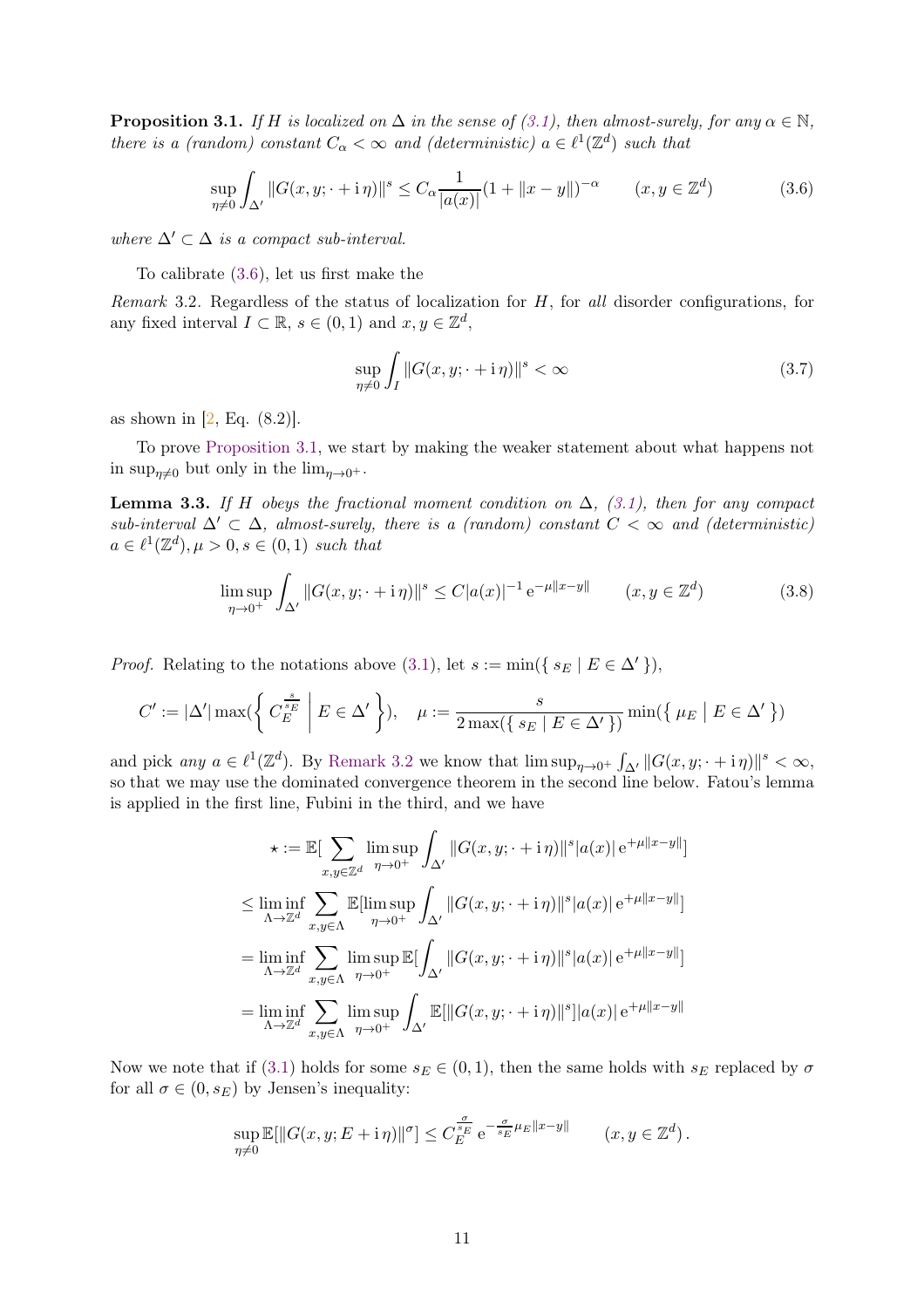**Proposition 3.1.** *If $H$ is localized on $\Delta$ in the sense of (3.1), then almost-surely, for any $\alpha \in \mathbb{N}$, there is a (random) constant $C_\alpha < \infty$ and (deterministic) $a \in \ell^1(\mathbb{Z}^d)$ such that*

$$\sup_{\eta \neq 0} \int_{\Delta'} \|G(x,y;\cdot + \mathrm{i}\,\eta)\|^s \leq C_\alpha \frac{1}{|a(x)|}(1+\|x-y\|)^{-\alpha} \qquad (x,y \in \mathbb{Z}^d) \tag{3.6}$$

*where $\Delta' \subset \Delta$ is a compact sub-interval.*

To calibrate (3.6), let us first make the

*Remark* 3.2. Regardless of the status of localization for $H$, for *all* disorder configurations, for any fixed interval $I \subset \mathbb{R}$, $s \in (0,1)$ and $x,y \in \mathbb{Z}^d$,

$$\sup_{\eta \neq 0} \int_I \|G(x,y;\cdot + \mathrm{i}\,\eta)\|^s < \infty \tag{3.7}$$

as shown in [2, Eq. (8.2)].

To prove Proposition 3.1, we start by making the weaker statement about what happens not in $\sup_{\eta\neq 0}$ but only in the $\lim_{\eta\to 0^+}$.

**Lemma 3.3.** *If $H$ obeys the fractional moment condition on $\Delta$, (3.1), then for any compact sub-interval $\Delta' \subset \Delta$, almost-surely, there is a (random) constant $C < \infty$ and (deterministic) $a \in \ell^1(\mathbb{Z}^d), \mu > 0, s \in (0,1)$ such that*

$$\limsup_{\eta \to 0^+} \int_{\Delta'} \|G(x,y;\cdot + \mathrm{i}\,\eta)\|^s \leq C|a(x)|^{-1} \mathrm{e}^{-\mu\|x-y\|} \qquad (x,y \in \mathbb{Z}^d) \tag{3.8}$$

*Proof.* Relating to the notations above (3.1), let $s := \min(\{ s_E \mid E \in \Delta' \})$,

$$C' := |\Delta'| \max(\left\{ C_E^{\frac{s}{s_E}} \;\middle|\; E \in \Delta' \right\}), \quad \mu := \frac{s}{2\max(\{ s_E \mid E \in \Delta' \})} \min(\{ \mu_E \mid E \in \Delta' \})$$

and pick *any* $a \in \ell^1(\mathbb{Z}^d)$. By Remark 3.2 we know that $\limsup_{\eta\to 0^+} \int_{\Delta'} \|G(x,y;\cdot + \mathrm{i}\,\eta)\|^s < \infty$, so that we may use the dominated convergence theorem in the second line below. Fatou's lemma is applied in the first line, Fubini in the third, and we have

$$\begin{aligned}
\star &:= \mathbb{E}[\sum_{x,y\in\mathbb{Z}^d} \limsup_{\eta\to 0^+} \int_{\Delta'} \|G(x,y;\cdot + \mathrm{i}\,\eta)\|^s |a(x)| \,\mathrm{e}^{+\mu\|x-y\|}] \\
&\leq \liminf_{\Lambda\to\mathbb{Z}^d} \sum_{x,y\in\Lambda} \mathbb{E}[\limsup_{\eta\to 0^+} \int_{\Delta'} \|G(x,y;\cdot + \mathrm{i}\,\eta)\|^s |a(x)| \,\mathrm{e}^{+\mu\|x-y\|}] \\
&= \liminf_{\Lambda\to\mathbb{Z}^d} \sum_{x,y\in\Lambda} \limsup_{\eta\to 0^+} \mathbb{E}[\int_{\Delta'} \|G(x,y;\cdot + \mathrm{i}\,\eta)\|^s |a(x)| \,\mathrm{e}^{+\mu\|x-y\|}] \\
&= \liminf_{\Lambda\to\mathbb{Z}^d} \sum_{x,y\in\Lambda} \limsup_{\eta\to 0^+} \int_{\Delta'} \mathbb{E}[\|G(x,y;\cdot + \mathrm{i}\,\eta)\|^s] |a(x)| \,\mathrm{e}^{+\mu\|x-y\|}
\end{aligned}$$

Now we note that if (3.1) holds for some $s_E \in (0,1)$, then the same holds with $s_E$ replaced by $\sigma$ for all $\sigma \in (0, s_E)$ by Jensen's inequality:

$$\sup_{\eta\neq 0} \mathbb{E}[\|G(x,y;E + \mathrm{i}\,\eta)\|^\sigma] \leq C_E^{\frac{\sigma}{s_E}} \,\mathrm{e}^{-\frac{\sigma}{s_E}\mu_E\|x-y\|} \qquad (x,y \in \mathbb{Z}^d)\,.$$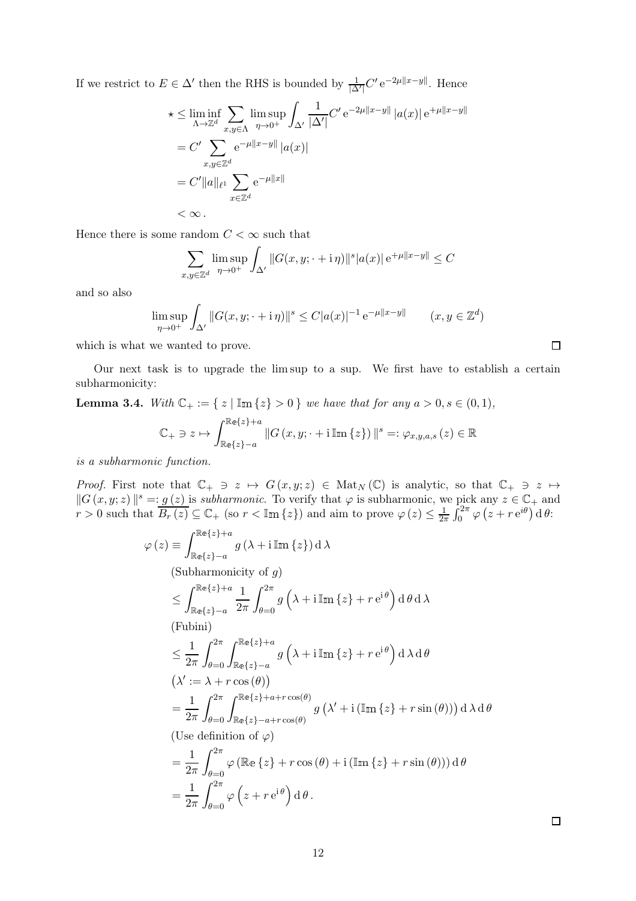If we restrict to $E \in \Delta'$ then the RHS is bounded by $\frac{1}{|\Delta'|} C' \mathrm{e}^{-2\mu\|x-y\|}$. Hence

$$
\begin{aligned}
\star &\leq \liminf_{\Lambda \to \mathbb{Z}^d} \sum_{x,y\in\Lambda} \limsup_{\eta\to 0^+} \int_{\Delta'} \frac{1}{|\Delta'|} C' \mathrm{e}^{-2\mu\|x-y\|} |a(x)| \mathrm{e}^{+\mu\|x-y\|} \\
&= C' \sum_{x,y\in\mathbb{Z}^d} \mathrm{e}^{-\mu\|x-y\|} |a(x)| \\
&= C' \|a\|_{\ell^1} \sum_{x\in\mathbb{Z}^d} \mathrm{e}^{-\mu\|x\|} \\
&< \infty\,.
\end{aligned}
$$

Hence there is some random $C < \infty$ such that

$$
\sum_{x,y\in\mathbb{Z}^d} \limsup_{\eta\to 0^+} \int_{\Delta'} \|G(x,y;\cdot + \mathrm{i}\,\eta)\|^s |a(x)| \mathrm{e}^{+\mu\|x-y\|} \leq C
$$

and so also

$$
\limsup_{\eta\to 0^+} \int_{\Delta'} \|G(x,y;\cdot + \mathrm{i}\,\eta)\|^s \leq C|a(x)|^{-1} \mathrm{e}^{-\mu\|x-y\|} \qquad (x,y\in\mathbb{Z}^d)
$$

which is what we wanted to prove. $\square$

Our next task is to upgrade the lim sup to a sup. We first have to establish a certain subharmonicity:

**Lemma 3.4.** *With $\mathbb{C}_+ := \{\, z \mid \mathbb{Im}\{z\} > 0\,\}$ we have that for any $a > 0, s \in (0,1)$,*

$$
\mathbb{C}_+ \ni z \mapsto \int_{\mathbb{Re}\{z\}-a}^{\mathbb{Re}\{z\}+a} \|G(x,y;\cdot + \mathrm{i}\,\mathbb{Im}\{z\})\|^s =: \varphi_{x,y,a,s}(z) \in \mathbb{R}
$$

*is a subharmonic function.*

*Proof.* First note that $\mathbb{C}_+ \ni z \mapsto G(x,y;z) \in \mathrm{Mat}_N(\mathbb{C})$ is analytic, so that $\mathbb{C}_+ \ni z \mapsto \|G(x,y;z)\|^s =: g(z)$ is *subharmonic*. To verify that $\varphi$ is subharmonic, we pick any $z \in \mathbb{C}_+$ and $r > 0$ such that $\overline{B_r(z)} \subseteq \mathbb{C}_+$ (so $r < \mathbb{Im}\{z\}$) and aim to prove $\varphi(z) \leq \frac{1}{2\pi}\int_0^{2\pi} \varphi\left(z + r\,\mathrm{e}^{i\theta}\right) \mathrm{d}\,\theta$:

$$
\begin{aligned}
\varphi(z) &\equiv \int_{\mathbb{Re}\{z\}-a}^{\mathbb{Re}\{z\}+a} g(\lambda + \mathrm{i}\,\mathbb{Im}\{z\})\,\mathrm{d}\,\lambda \\
&\quad \text{(Subharmonicity of } g\text{)} \\
&\leq \int_{\mathbb{Re}\{z\}-a}^{\mathbb{Re}\{z\}+a} \frac{1}{2\pi} \int_{\theta=0}^{2\pi} g\left(\lambda + \mathrm{i}\,\mathbb{Im}\{z\} + r\,\mathrm{e}^{\mathrm{i}\,\theta}\right) \mathrm{d}\,\theta\,\mathrm{d}\,\lambda \\
&\quad \text{(Fubini)} \\
&\leq \frac{1}{2\pi} \int_{\theta=0}^{2\pi} \int_{\mathbb{Re}\{z\}-a}^{\mathbb{Re}\{z\}+a} g\left(\lambda + \mathrm{i}\,\mathbb{Im}\{z\} + r\,\mathrm{e}^{\mathrm{i}\,\theta}\right) \mathrm{d}\,\lambda\,\mathrm{d}\,\theta \\
&\quad \left(\lambda' := \lambda + r\cos(\theta)\right) \\
&= \frac{1}{2\pi} \int_{\theta=0}^{2\pi} \int_{\mathbb{Re}\{z\}-a+r\cos(\theta)}^{\mathbb{Re}\{z\}+a+r\cos(\theta)} g\left(\lambda' + \mathrm{i}\left(\mathbb{Im}\{z\} + r\sin(\theta)\right)\right) \mathrm{d}\,\lambda\,\mathrm{d}\,\theta \\
&\quad \text{(Use definition of } \varphi\text{)} \\
&= \frac{1}{2\pi} \int_{\theta=0}^{2\pi} \varphi\left(\mathbb{Re}\{z\} + r\cos(\theta) + \mathrm{i}\left(\mathbb{Im}\{z\} + r\sin(\theta)\right)\right) \mathrm{d}\,\theta \\
&= \frac{1}{2\pi} \int_{\theta=0}^{2\pi} \varphi\left(z + r\,\mathrm{e}^{\mathrm{i}\,\theta}\right) \mathrm{d}\,\theta\,.
\end{aligned}
$$

$\square$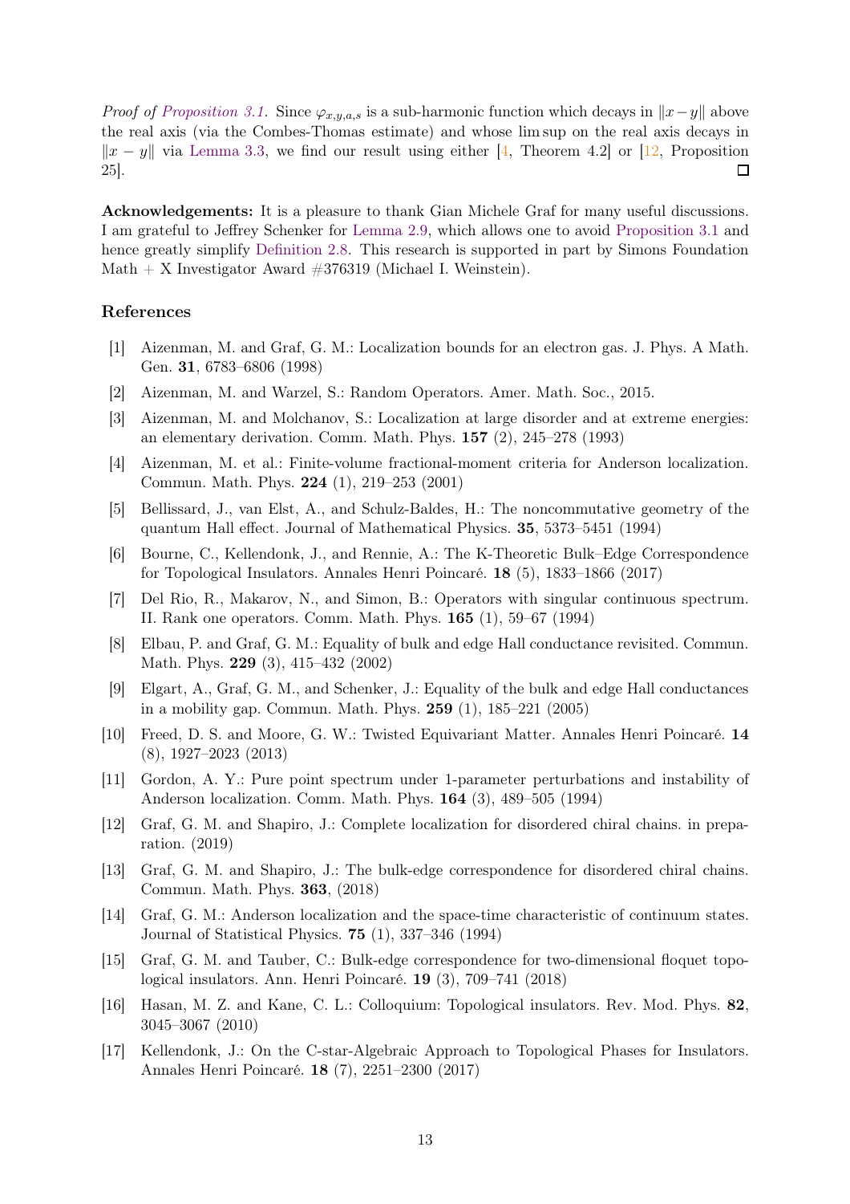*Proof of Proposition 3.1.* Since $\varphi_{x,y,a,s}$ is a sub-harmonic function which decays in $\|x-y\|$ above the real axis (via the Combes-Thomas estimate) and whose lim sup on the real axis decays in $\|x-y\|$ via Lemma 3.3, we find our result using either [4, Theorem 4.2] or [12, Proposition 25]. $\square$

**Acknowledgements:** It is a pleasure to thank Gian Michele Graf for many useful discussions. I am grateful to Jeffrey Schenker for Lemma 2.9, which allows one to avoid Proposition 3.1 and hence greatly simplify Definition 2.8. This research is supported in part by Simons Foundation Math + X Investigator Award #376319 (Michael I. Weinstein).

## References

[1] Aizenman, M. and Graf, G. M.: Localization bounds for an electron gas. J. Phys. A Math. Gen. **31**, 6783–6806 (1998)

[2] Aizenman, M. and Warzel, S.: Random Operators. Amer. Math. Soc., 2015.

[3] Aizenman, M. and Molchanov, S.: Localization at large disorder and at extreme energies: an elementary derivation. Comm. Math. Phys. **157** (2), 245–278 (1993)

[4] Aizenman, M. et al.: Finite-volume fractional-moment criteria for Anderson localization. Commun. Math. Phys. **224** (1), 219–253 (2001)

[5] Bellissard, J., van Elst, A., and Schulz-Baldes, H.: The noncommutative geometry of the quantum Hall effect. Journal of Mathematical Physics. **35**, 5373–5451 (1994)

[6] Bourne, C., Kellendonk, J., and Rennie, A.: The K-Theoretic Bulk–Edge Correspondence for Topological Insulators. Annales Henri Poincaré. **18** (5), 1833–1866 (2017)

[7] Del Rio, R., Makarov, N., and Simon, B.: Operators with singular continuous spectrum. II. Rank one operators. Comm. Math. Phys. **165** (1), 59–67 (1994)

[8] Elbau, P. and Graf, G. M.: Equality of bulk and edge Hall conductance revisited. Commun. Math. Phys. **229** (3), 415–432 (2002)

[9] Elgart, A., Graf, G. M., and Schenker, J.: Equality of the bulk and edge Hall conductances in a mobility gap. Commun. Math. Phys. **259** (1), 185–221 (2005)

[10] Freed, D. S. and Moore, G. W.: Twisted Equivariant Matter. Annales Henri Poincaré. **14** (8), 1927–2023 (2013)

[11] Gordon, A. Y.: Pure point spectrum under 1-parameter perturbations and instability of Anderson localization. Comm. Math. Phys. **164** (3), 489–505 (1994)

[12] Graf, G. M. and Shapiro, J.: Complete localization for disordered chiral chains. in preparation. (2019)

[13] Graf, G. M. and Shapiro, J.: The bulk-edge correspondence for disordered chiral chains. Commun. Math. Phys. **363**, (2018)

[14] Graf, G. M.: Anderson localization and the space-time characteristic of continuum states. Journal of Statistical Physics. **75** (1), 337–346 (1994)

[15] Graf, G. M. and Tauber, C.: Bulk-edge correspondence for two-dimensional floquet topological insulators. Ann. Henri Poincaré. **19** (3), 709–741 (2018)

[16] Hasan, M. Z. and Kane, C. L.: Colloquium: Topological insulators. Rev. Mod. Phys. **82**, 3045–3067 (2010)

[17] Kellendonk, J.: On the C-star-Algebraic Approach to Topological Phases for Insulators. Annales Henri Poincaré. **18** (7), 2251–2300 (2017)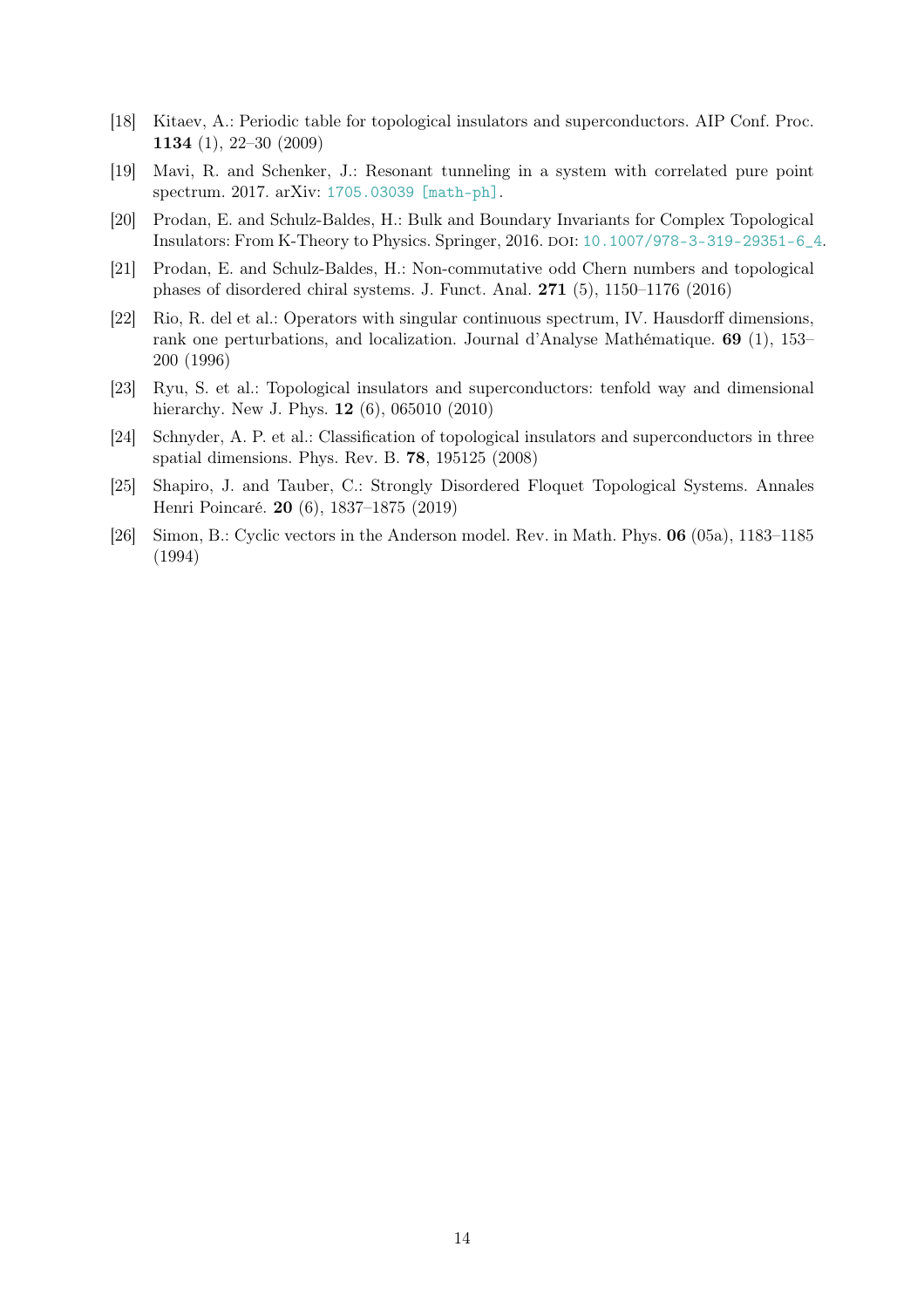[18] Kitaev, A.: Periodic table for topological insulators and superconductors. AIP Conf. Proc. **1134** (1), 22–30 (2009)

[19] Mavi, R. and Schenker, J.: Resonant tunneling in a system with correlated pure point spectrum. 2017. arXiv: 1705.03039 [math-ph].

[20] Prodan, E. and Schulz-Baldes, H.: Bulk and Boundary Invariants for Complex Topological Insulators: From K-Theory to Physics. Springer, 2016. DOI: 10.1007/978-3-319-29351-6_4.

[21] Prodan, E. and Schulz-Baldes, H.: Non-commutative odd Chern numbers and topological phases of disordered chiral systems. J. Funct. Anal. **271** (5), 1150–1176 (2016)

[22] Rio, R. del et al.: Operators with singular continuous spectrum, IV. Hausdorff dimensions, rank one perturbations, and localization. Journal d'Analyse Mathématique. **69** (1), 153–200 (1996)

[23] Ryu, S. et al.: Topological insulators and superconductors: tenfold way and dimensional hierarchy. New J. Phys. **12** (6), 065010 (2010)

[24] Schnyder, A. P. et al.: Classification of topological insulators and superconductors in three spatial dimensions. Phys. Rev. B. **78**, 195125 (2008)

[25] Shapiro, J. and Tauber, C.: Strongly Disordered Floquet Topological Systems. Annales Henri Poincaré. **20** (6), 1837–1875 (2019)

[26] Simon, B.: Cyclic vectors in the Anderson model. Rev. in Math. Phys. **06** (05a), 1183–1185 (1994)